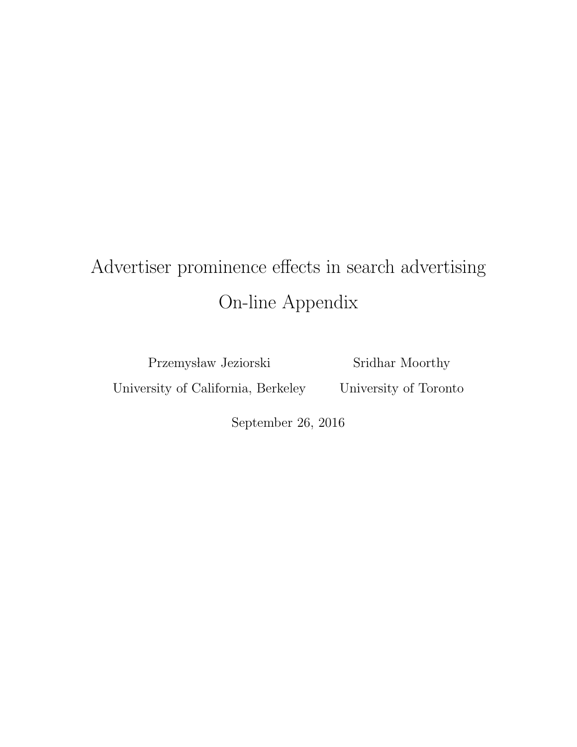# Advertiser prominence effects in search advertising

# On-line Appendix

Przemysław Jeziorski
University of California, Berkeley

Sridhar Moorthy
University of Toronto

September 26, 2016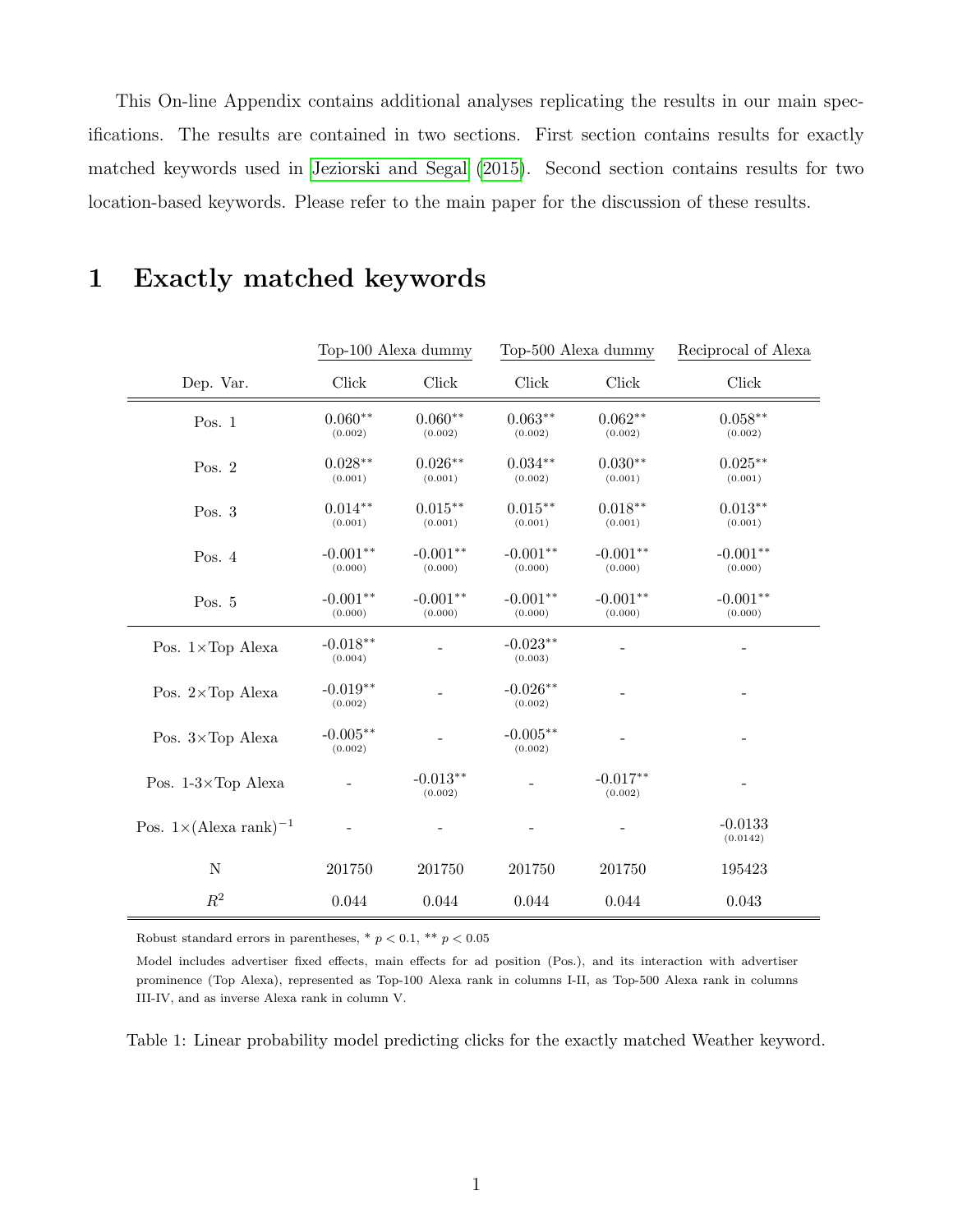This On-line Appendix contains additional analyses replicating the results in our main specifications. The results are contained in two sections. First section contains results for exactly matched keywords used in Jeziorski and Segal (2015). Second section contains results for two location-based keywords. Please refer to the main paper for the discussion of these results.

# 1 Exactly matched keywords

| | Top-100 Alexa dummy | | Top-500 Alexa dummy | | Reciprocal of Alexa |
|---|---|---|---|---|---|
| Dep. Var. | Click | Click | Click | Click | Click |
| Pos. 1 | 0.060** (0.002) | 0.060** (0.002) | 0.063** (0.002) | 0.062** (0.002) | 0.058** (0.002) |
| Pos. 2 | 0.028** (0.001) | 0.026** (0.001) | 0.034** (0.002) | 0.030** (0.001) | 0.025** (0.001) |
| Pos. 3 | 0.014** (0.001) | 0.015** (0.001) | 0.015** (0.001) | 0.018** (0.001) | 0.013** (0.001) |
| Pos. 4 | -0.001** (0.000) | -0.001** (0.000) | -0.001** (0.000) | -0.001** (0.000) | -0.001** (0.000) |
| Pos. 5 | -0.001** (0.000) | -0.001** (0.000) | -0.001** (0.000) | -0.001** (0.000) | -0.001** (0.000) |
| Pos. 1×Top Alexa | -0.018** (0.004) | - | -0.023** (0.003) | - | - |
| Pos. 2×Top Alexa | -0.019** (0.002) | - | -0.026** (0.002) | - | - |
| Pos. 3×Top Alexa | -0.005** (0.002) | - | -0.005** (0.002) | - | - |
| Pos. 1-3×Top Alexa | - | -0.013** (0.002) | - | -0.017** (0.002) | - |
| Pos. 1×(Alexa rank)$^{-1}$ | - | - | - | - | -0.0133 (0.0142) |
| N | 201750 | 201750 | 201750 | 201750 | 195423 |
| $R^2$ | 0.044 | 0.044 | 0.044 | 0.044 | 0.043 |

Robust standard errors in parentheses, * $p < 0.1$, ** $p < 0.05$

Model includes advertiser fixed effects, main effects for ad position (Pos.), and its interaction with advertiser prominence (Top Alexa), represented as Top-100 Alexa rank in columns I-II, as Top-500 Alexa rank in columns III-IV, and as inverse Alexa rank in column V.

Table 1: Linear probability model predicting clicks for the exactly matched Weather keyword.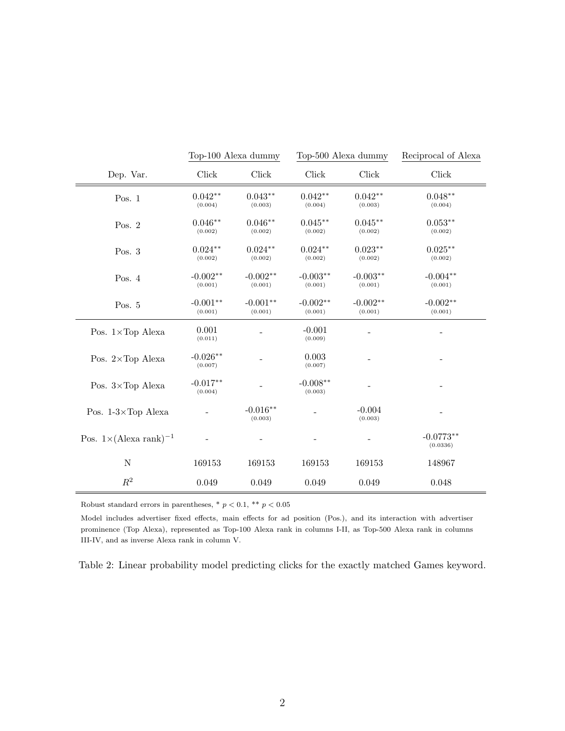| | Top-100 Alexa dummy | | Top-500 Alexa dummy | | Reciprocal of Alexa |
|---|---|---|---|---|---|
| Dep. Var. | Click | Click | Click | Click | Click |
| Pos. 1 | 0.042** (0.004) | 0.043** (0.003) | 0.042** (0.004) | 0.042** (0.003) | 0.048** (0.004) |
| Pos. 2 | 0.046** (0.002) | 0.046** (0.002) | 0.045** (0.002) | 0.045** (0.002) | 0.053** (0.002) |
| Pos. 3 | 0.024** (0.002) | 0.024** (0.002) | 0.024** (0.002) | 0.023** (0.002) | 0.025** (0.002) |
| Pos. 4 | -0.002** (0.001) | -0.002** (0.001) | -0.003** (0.001) | -0.003** (0.001) | -0.004** (0.001) |
| Pos. 5 | -0.001** (0.001) | -0.001** (0.001) | -0.002** (0.001) | -0.002** (0.001) | -0.002** (0.001) |
| Pos. 1×Top Alexa | 0.001 (0.011) | - | -0.001 (0.009) | - | - |
| Pos. 2×Top Alexa | -0.026** (0.007) | - | 0.003 (0.007) | - | - |
| Pos. 3×Top Alexa | -0.017** (0.004) | - | -0.008** (0.003) | - | - |
| Pos. 1-3×Top Alexa | - | -0.016** (0.003) | - | -0.004 (0.003) | - |
| Pos. 1×(Alexa rank)$^{-1}$ | - | - | - | - | -0.0773** (0.0336) |
| N | 169153 | 169153 | 169153 | 169153 | 148967 |
| $R^2$ | 0.049 | 0.049 | 0.049 | 0.049 | 0.048 |

Robust standard errors in parentheses, * $p < 0.1$, ** $p < 0.05$

Model includes advertiser fixed effects, main effects for ad position (Pos.), and its interaction with advertiser prominence (Top Alexa), represented as Top-100 Alexa rank in columns I-II, as Top-500 Alexa rank in columns III-IV, and as inverse Alexa rank in column V.

Table 2: Linear probability model predicting clicks for the exactly matched Games keyword.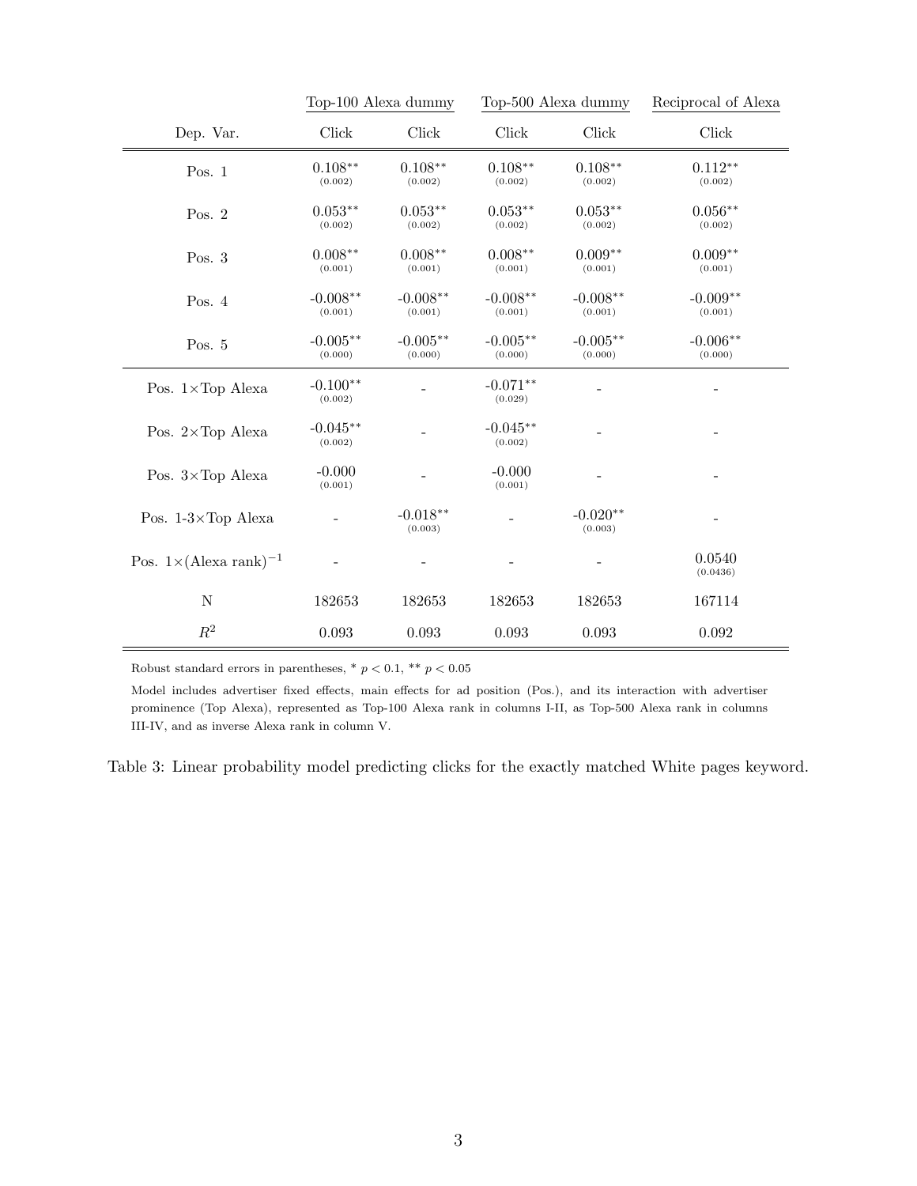| | Top-100 Alexa dummy | | Top-500 Alexa dummy | | Reciprocal of Alexa |
|---|---|---|---|---|---|
| Dep. Var. | Click | Click | Click | Click | Click |
| Pos. 1 | $0.108^{**}$ (0.002) | $0.108^{**}$ (0.002) | $0.108^{**}$ (0.002) | $0.108^{**}$ (0.002) | $0.112^{**}$ (0.002) |
| Pos. 2 | $0.053^{**}$ (0.002) | $0.053^{**}$ (0.002) | $0.053^{**}$ (0.002) | $0.053^{**}$ (0.002) | $0.056^{**}$ (0.002) |
| Pos. 3 | $0.008^{**}$ (0.001) | $0.008^{**}$ (0.001) | $0.008^{**}$ (0.001) | $0.009^{**}$ (0.001) | $0.009^{**}$ (0.001) |
| Pos. 4 | $-0.008^{**}$ (0.001) | $-0.008^{**}$ (0.001) | $-0.008^{**}$ (0.001) | $-0.008^{**}$ (0.001) | $-0.009^{**}$ (0.001) |
| Pos. 5 | $-0.005^{**}$ (0.000) | $-0.005^{**}$ (0.000) | $-0.005^{**}$ (0.000) | $-0.005^{**}$ (0.000) | $-0.006^{**}$ (0.000) |
| Pos. 1×Top Alexa | $-0.100^{**}$ (0.002) | - | $-0.071^{**}$ (0.029) | - | - |
| Pos. 2×Top Alexa | $-0.045^{**}$ (0.002) | - | $-0.045^{**}$ (0.002) | - | - |
| Pos. 3×Top Alexa | -0.000 (0.001) | - | -0.000 (0.001) | - | - |
| Pos. 1-3×Top Alexa | - | $-0.018^{**}$ (0.003) | - | $-0.020^{**}$ (0.003) | - |
| Pos. 1×(Alexa rank)$^{-1}$ | - | - | - | - | 0.0540 (0.0436) |
| N | 182653 | 182653 | 182653 | 182653 | 167114 |
| $R^2$ | 0.093 | 0.093 | 0.093 | 0.093 | 0.092 |

Robust standard errors in parentheses, * $p < 0.1$, ** $p < 0.05$

Model includes advertiser fixed effects, main effects for ad position (Pos.), and its interaction with advertiser prominence (Top Alexa), represented as Top-100 Alexa rank in columns I-II, as Top-500 Alexa rank in columns III-IV, and as inverse Alexa rank in column V.

Table 3: Linear probability model predicting clicks for the exactly matched White pages keyword.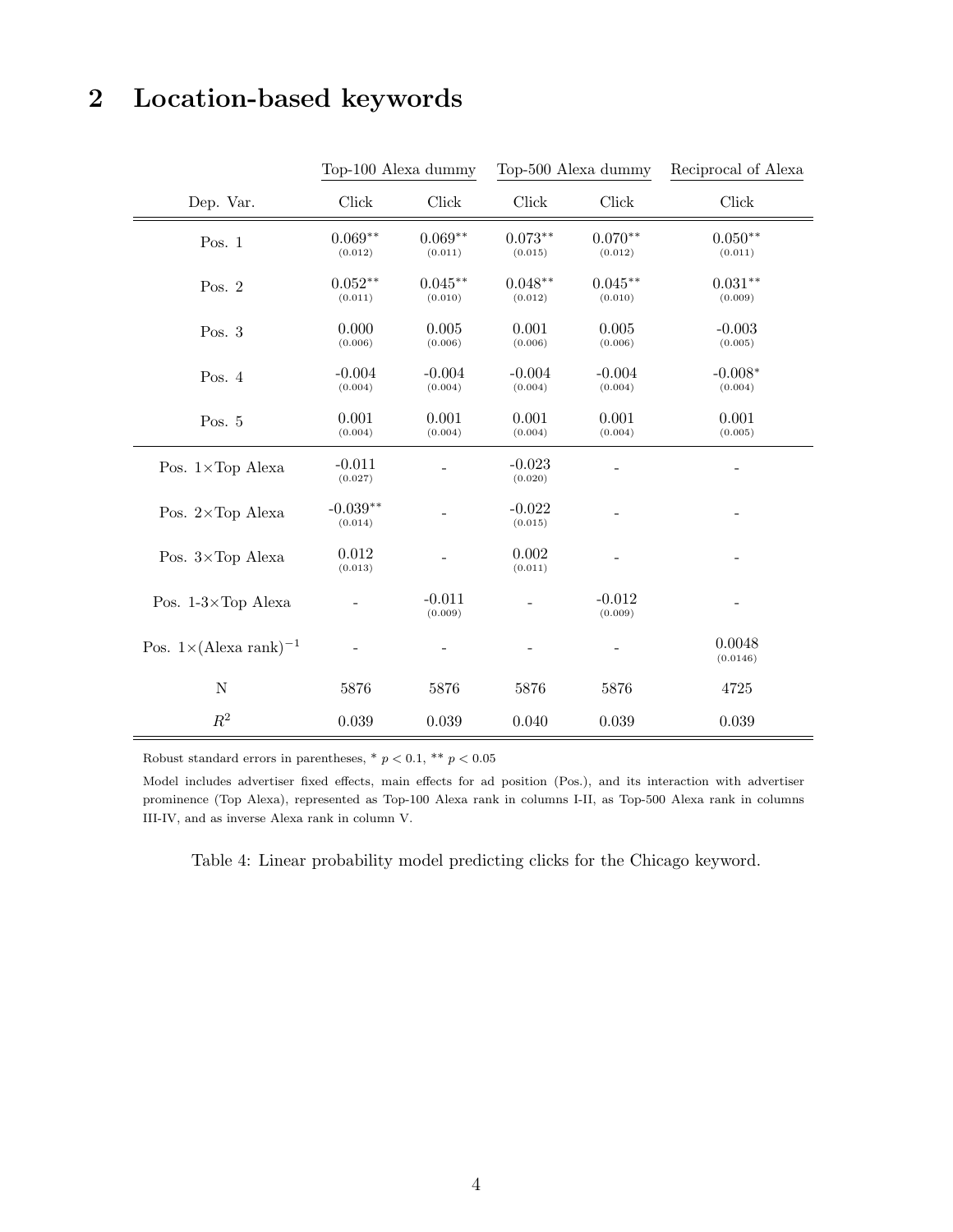# 2 Location-based keywords

| | Top-100 Alexa dummy | | Top-500 Alexa dummy | | Reciprocal of Alexa |
|---|---|---|---|---|---|
| Dep. Var. | Click | Click | Click | Click | Click |
| Pos. 1 | $0.069^{**}$ (0.012) | $0.069^{**}$ (0.011) | $0.073^{**}$ (0.015) | $0.070^{**}$ (0.012) | $0.050^{**}$ (0.011) |
| Pos. 2 | $0.052^{**}$ (0.011) | $0.045^{**}$ (0.010) | $0.048^{**}$ (0.012) | $0.045^{**}$ (0.010) | $0.031^{**}$ (0.009) |
| Pos. 3 | 0.000 (0.006) | 0.005 (0.006) | 0.001 (0.006) | 0.005 (0.006) | -0.003 (0.005) |
| Pos. 4 | -0.004 (0.004) | -0.004 (0.004) | -0.004 (0.004) | -0.004 (0.004) | $-0.008^{*}$ (0.004) |
| Pos. 5 | 0.001 (0.004) | 0.001 (0.004) | 0.001 (0.004) | 0.001 (0.004) | 0.001 (0.005) |
| Pos. 1×Top Alexa | -0.011 (0.027) | - | -0.023 (0.020) | - | - |
| Pos. 2×Top Alexa | $-0.039^{**}$ (0.014) | - | -0.022 (0.015) | - | - |
| Pos. 3×Top Alexa | 0.012 (0.013) | - | 0.002 (0.011) | - | - |
| Pos. 1-3×Top Alexa | - | -0.011 (0.009) | - | -0.012 (0.009) | - |
| Pos. 1×(Alexa rank)$^{-1}$ | - | - | - | - | 0.0048 (0.0146) |
| N | 5876 | 5876 | 5876 | 5876 | 4725 |
| $R^2$ | 0.039 | 0.039 | 0.040 | 0.039 | 0.039 |

Robust standard errors in parentheses, * $p < 0.1$, ** $p < 0.05$

Model includes advertiser fixed effects, main effects for ad position (Pos.), and its interaction with advertiser prominence (Top Alexa), represented as Top-100 Alexa rank in columns I-II, as Top-500 Alexa rank in columns III-IV, and as inverse Alexa rank in column V.

Table 4: Linear probability model predicting clicks for the Chicago keyword.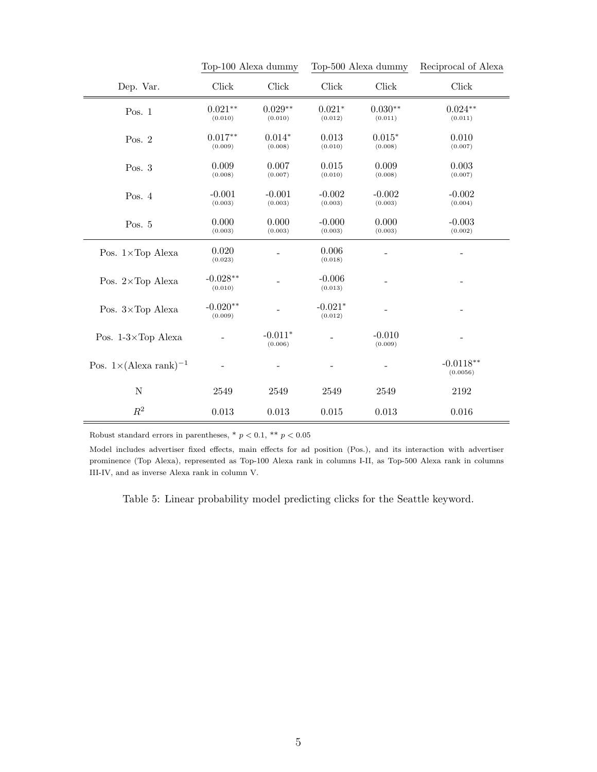| | Top-100 Alexa dummy | | Top-500 Alexa dummy | | Reciprocal of Alexa |
|---|---|---|---|---|---|
| Dep. Var. | Click | Click | Click | Click | Click |
| Pos. 1 | 0.021** (0.010) | 0.029** (0.010) | 0.021* (0.012) | 0.030** (0.011) | 0.024** (0.011) |
| Pos. 2 | 0.017** (0.009) | 0.014* (0.008) | 0.013 (0.010) | 0.015* (0.008) | 0.010 (0.007) |
| Pos. 3 | 0.009 (0.008) | 0.007 (0.007) | 0.015 (0.010) | 0.009 (0.008) | 0.003 (0.007) |
| Pos. 4 | -0.001 (0.003) | -0.001 (0.003) | -0.002 (0.003) | -0.002 (0.003) | -0.002 (0.004) |
| Pos. 5 | 0.000 (0.003) | 0.000 (0.003) | -0.000 (0.003) | 0.000 (0.003) | -0.003 (0.002) |
| Pos. 1×Top Alexa | 0.020 (0.023) | - | 0.006 (0.018) | - | - |
| Pos. 2×Top Alexa | -0.028** (0.010) | - | -0.006 (0.013) | - | - |
| Pos. 3×Top Alexa | -0.020** (0.009) | - | -0.021* (0.012) | - | - |
| Pos. 1-3×Top Alexa | - | -0.011* (0.006) | - | -0.010 (0.009) | - |
| Pos. 1×(Alexa rank)$^{-1}$ | - | - | - | - | -0.0118** (0.0056) |
| N | 2549 | 2549 | 2549 | 2549 | 2192 |
| $R^2$ | 0.013 | 0.013 | 0.015 | 0.013 | 0.016 |

Robust standard errors in parentheses, * $p < 0.1$, ** $p < 0.05$

Model includes advertiser fixed effects, main effects for ad position (Pos.), and its interaction with advertiser prominence (Top Alexa), represented as Top-100 Alexa rank in columns I-II, as Top-500 Alexa rank in columns III-IV, and as inverse Alexa rank in column V.

Table 5: Linear probability model predicting clicks for the Seattle keyword.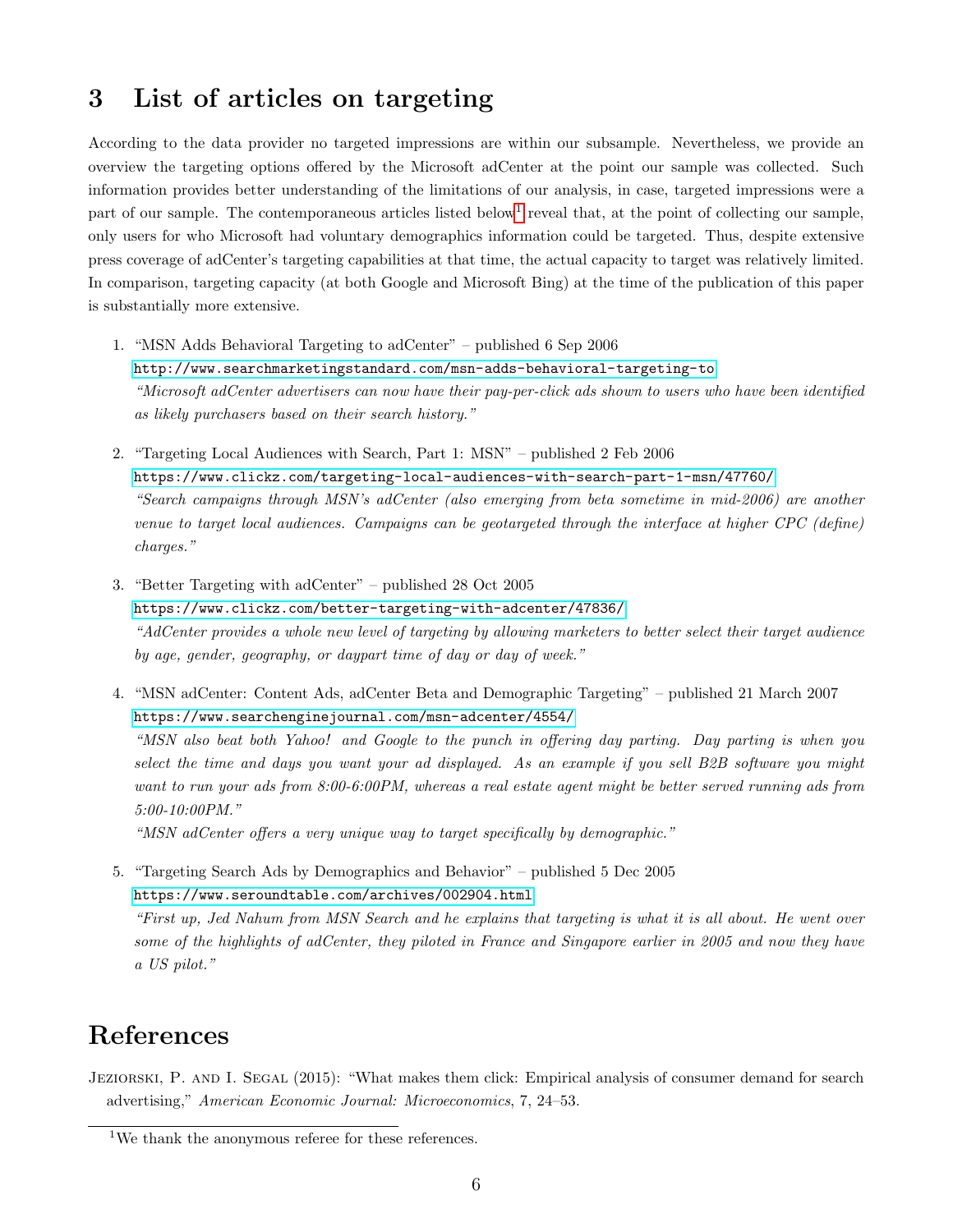# 3 List of articles on targeting

According to the data provider no targeted impressions are within our subsample. Nevertheless, we provide an overview the targeting options offered by the Microsoft adCenter at the point our sample was collected. Such information provides better understanding of the limitations of our analysis, in case, targeted impressions were a part of our sample. The contemporaneous articles listed below[1] reveal that, at the point of collecting our sample, only users for who Microsoft had voluntary demographics information could be targeted. Thus, despite extensive press coverage of adCenter's targeting capabilities at that time, the actual capacity to target was relatively limited. In comparison, targeting capacity (at both Google and Microsoft Bing) at the time of the publication of this paper is substantially more extensive.

1. "MSN Adds Behavioral Targeting to adCenter" – published 6 Sep 2006
   http://www.searchmarketingstandard.com/msn-adds-behavioral-targeting-to
   *"Microsoft adCenter advertisers can now have their pay-per-click ads shown to users who have been identified as likely purchasers based on their search history."*

2. "Targeting Local Audiences with Search, Part 1: MSN" – published 2 Feb 2006
   https://www.clickz.com/targeting-local-audiences-with-search-part-1-msn/47760/
   *"Search campaigns through MSN's adCenter (also emerging from beta sometime in mid-2006) are another venue to target local audiences. Campaigns can be geotargeted through the interface at higher CPC (define) charges."*

3. "Better Targeting with adCenter" – published 28 Oct 2005
   https://www.clickz.com/better-targeting-with-adcenter/47836/
   *"AdCenter provides a whole new level of targeting by allowing marketers to better select their target audience by age, gender, geography, or daypart time of day or day of week."*

4. "MSN adCenter: Content Ads, adCenter Beta and Demographic Targeting" – published 21 March 2007
   https://www.searchenginejournal.com/msn-adcenter/4554/
   *"MSN also beat both Yahoo! and Google to the punch in offering day parting. Day parting is when you select the time and days you want your ad displayed. As an example if you sell B2B software you might want to run your ads from 8:00-6:00PM, whereas a real estate agent might be better served running ads from 5:00-10:00PM."*
   *"MSN adCenter offers a very unique way to target specifically by demographic."*

5. "Targeting Search Ads by Demographics and Behavior" – published 5 Dec 2005
   https://www.seroundtable.com/archives/002904.html
   *"First up, Jed Nahum from MSN Search and he explains that targeting is what it is all about. He went over some of the highlights of adCenter, they piloted in France and Singapore earlier in 2005 and now they have a US pilot."*

# References

Jeziorski, P. and I. Segal (2015): "What makes them click: Empirical analysis of consumer demand for search advertising," *American Economic Journal: Microeconomics*, 7, 24–53.

---

[1] We thank the anonymous referee for these references.